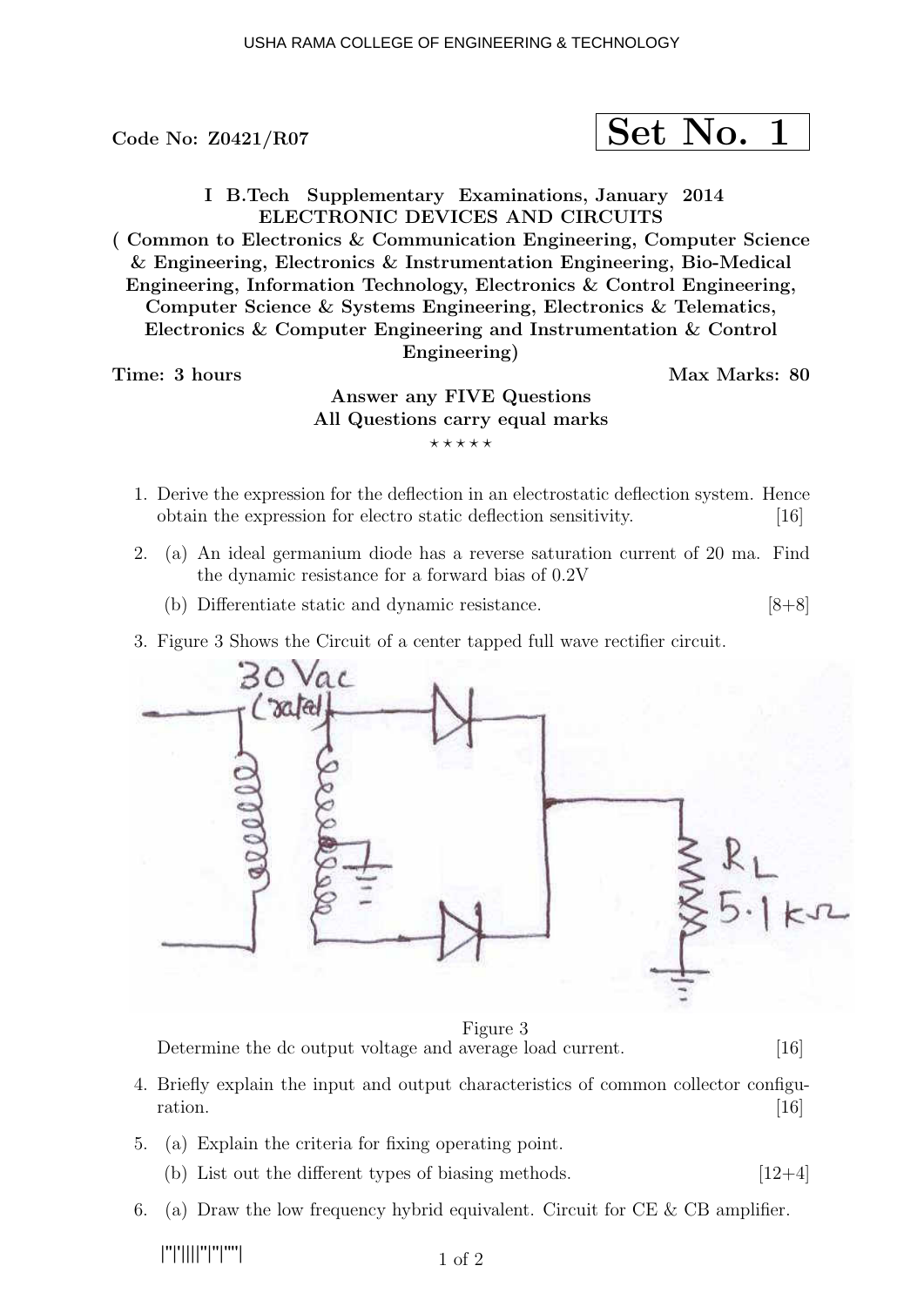Code No: Z0421/R07

**Set No. 1**

**I B.Tech Supplementary Examinations, January 2014**
**ELECTRONIC DEVICES AND CIRCUITS**
**( Common to Electronics & Communication Engineering, Computer Science & Engineering, Electronics & Instrumentation Engineering, Bio-Medical Engineering, Information Technology, Electronics & Control Engineering, Computer Science & Systems Engineering, Electronics & Telematics, Electronics & Computer Engineering and Instrumentation & Control Engineering)**

**Time: 3 hours** **Max Marks: 80**

**Answer any FIVE Questions**
**All Questions carry equal marks**

⋆ ⋆ ⋆ ⋆ ⋆

1. Derive the expression for the deflection in an electrostatic deflection system. Hence obtain the expression for electro static deflection sensitivity. [16]

2. (a) An ideal germanium diode has a reverse saturation current of 20 ma. Find the dynamic resistance for a forward bias of 0.2V

   (b) Differentiate static and dynamic resistance. [8+8]

3. Figure 3 Shows the Circuit of a center tapped full wave rectifier circuit.

   30 Vac (rated)

   $R_L$ 5.1 kΩ

   Figure 3

   Determine the dc output voltage and average load current. [16]

4. Briefly explain the input and output characteristics of common collector configuration. [16]

5. (a) Explain the criteria for fixing operating point.

   (b) List out the different types of biasing methods. [12+4]

6. (a) Draw the low frequency hybrid equivalent. Circuit for CE & CB amplifier.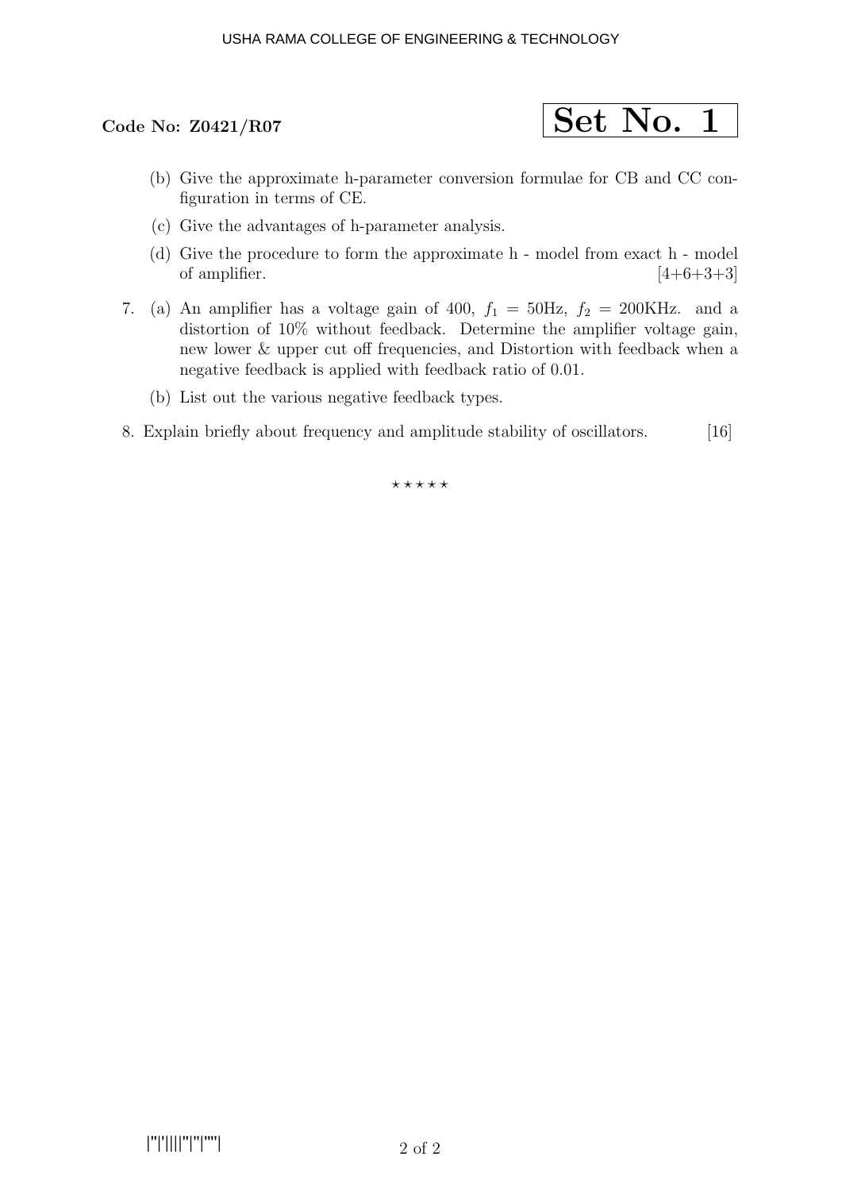(b) Give the approximate h-parameter conversion formulae for CB and CC configuration in terms of CE.

(c) Give the advantages of h-parameter analysis.

(d) Give the procedure to form the approximate h - model from exact h - model of amplifier. [4+6+3+3]

7. (a) An amplifier has a voltage gain of 400, $f_1 = 50$Hz, $f_2 = 200$KHz. and a distortion of 10% without feedback. Determine the amplifier voltage gain, new lower & upper cut off frequencies, and Distortion with feedback when a negative feedback is applied with feedback ratio of 0.01.

   (b) List out the various negative feedback types.

8. Explain briefly about frequency and amplitude stability of oscillators. [16]

⋆ ⋆ ⋆ ⋆ ⋆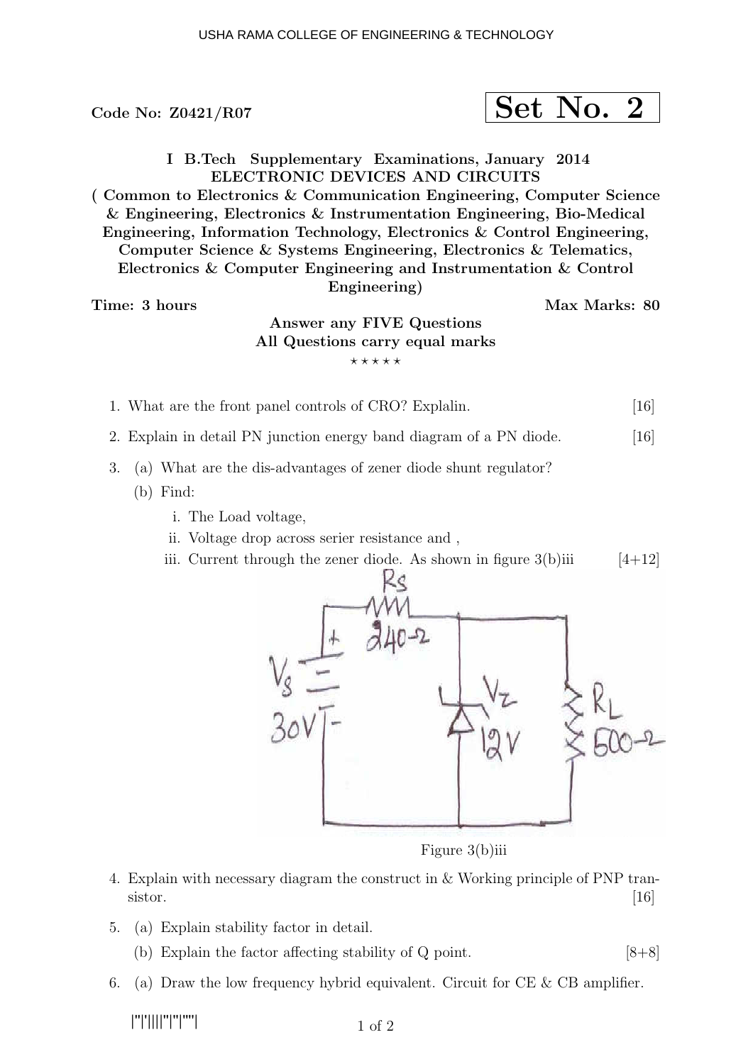Code No: Z0421/R07

**Set No. 2**

**I B.Tech Supplementary Examinations, January 2014**
**ELECTRONIC DEVICES AND CIRCUITS**
**( Common to Electronics & Communication Engineering, Computer Science & Engineering, Electronics & Instrumentation Engineering, Bio-Medical Engineering, Information Technology, Electronics & Control Engineering, Computer Science & Systems Engineering, Electronics & Telematics, Electronics & Computer Engineering and Instrumentation & Control Engineering)**

**Time: 3 hours** **Max Marks: 80**

**Answer any FIVE Questions**
**All Questions carry equal marks**

⋆ ⋆ ⋆ ⋆ ⋆

1. What are the front panel controls of CRO? Explalin. [16]

2. Explain in detail PN junction energy band diagram of a PN diode. [16]

3. (a) What are the dis-advantages of zener diode shunt regulator?
   (b) Find:
      i. The Load voltage,
      ii. Voltage drop across serier resistance and ,
      iii. Current through the zener diode. As shown in figure 3(b)iii [4+12]

Figure 3(b)iii

4. Explain with necessary diagram the construct in & Working principle of PNP transistor. [16]

5. (a) Explain stability factor in detail.
   (b) Explain the factor affecting stability of Q point. [8+8]

6. (a) Draw the low frequency hybrid equivalent. Circuit for CE & CB amplifier.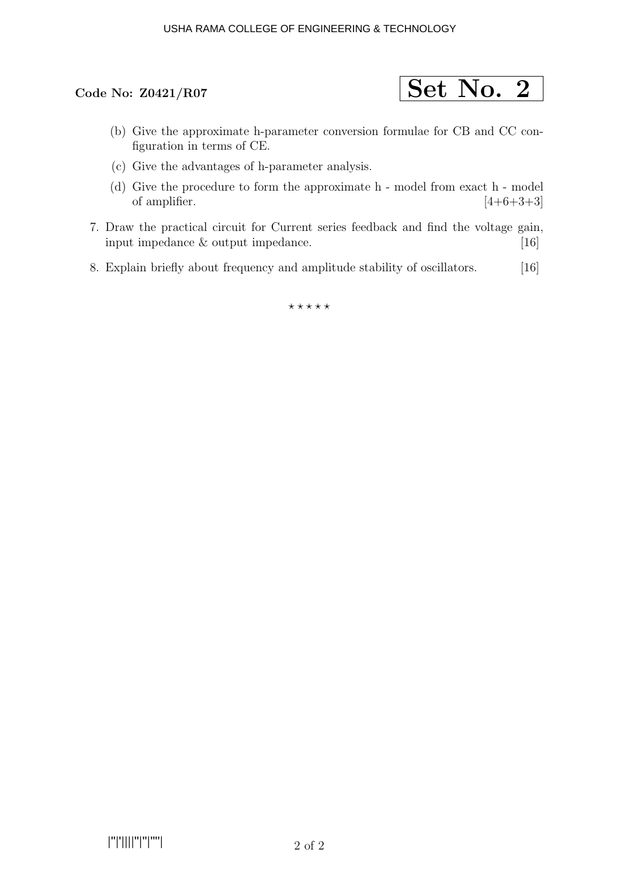**Code No: Z0421/R07**

**Set No. 2**

(b) Give the approximate h-parameter conversion formulae for CB and CC configuration in terms of CE.

(c) Give the advantages of h-parameter analysis.

(d) Give the procedure to form the approximate h - model from exact h - model of amplifier. [4+6+3+3]

7. Draw the practical circuit for Current series feedback and find the voltage gain, input impedance & output impedance. [16]

8. Explain briefly about frequency and amplitude stability of oscillators. [16]

⋆ ⋆ ⋆ ⋆ ⋆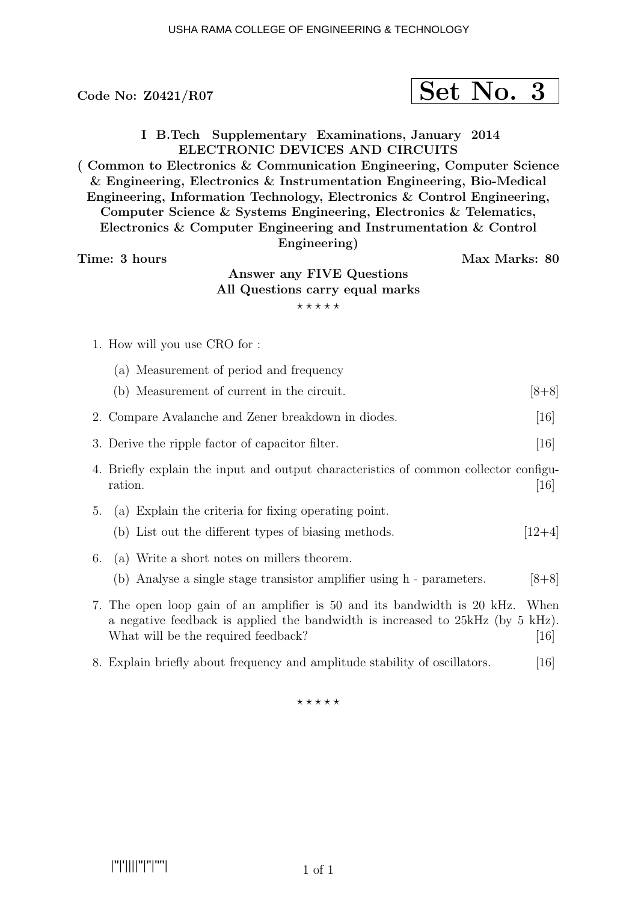Code No: Z0421/R07

**Set No. 3**

**I B.Tech Supplementary Examinations, January 2014**
**ELECTRONIC DEVICES AND CIRCUITS**
**( Common to Electronics & Communication Engineering, Computer Science & Engineering, Electronics & Instrumentation Engineering, Bio-Medical Engineering, Information Technology, Electronics & Control Engineering, Computer Science & Systems Engineering, Electronics & Telematics, Electronics & Computer Engineering and Instrumentation & Control Engineering)**

**Time: 3 hours** **Max Marks: 80**

**Answer any FIVE Questions**
**All Questions carry equal marks**

⋆ ⋆ ⋆ ⋆ ⋆

1. How will you use CRO for :
   (a) Measurement of period and frequency
   (b) Measurement of current in the circuit. [8+8]

2. Compare Avalanche and Zener breakdown in diodes. [16]

3. Derive the ripple factor of capacitor filter. [16]

4. Briefly explain the input and output characteristics of common collector configuration. [16]

5. (a) Explain the criteria for fixing operating point.
   (b) List out the different types of biasing methods. [12+4]

6. (a) Write a short notes on millers theorem.
   (b) Analyse a single stage transistor amplifier using h - parameters. [8+8]

7. The open loop gain of an amplifier is 50 and its bandwidth is 20 kHz. When a negative feedback is applied the bandwidth is increased to 25kHz (by 5 kHz). What will be the required feedback? [16]

8. Explain briefly about frequency and amplitude stability of oscillators. [16]

⋆ ⋆ ⋆ ⋆ ⋆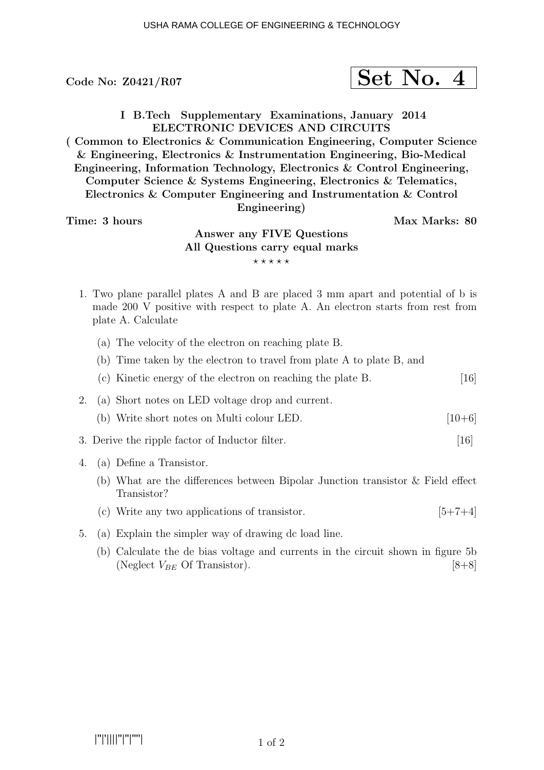USHA RAMA COLLEGE OF ENGINEERING & TECHNOLOGY

**Code No: Z0421/R07**

**Set No. 4**

**I B.Tech Supplementary Examinations, January 2014**
**ELECTRONIC DEVICES AND CIRCUITS**
**( Common to Electronics & Communication Engineering, Computer Science & Engineering, Electronics & Instrumentation Engineering, Bio-Medical Engineering, Information Technology, Electronics & Control Engineering, Computer Science & Systems Engineering, Electronics & Telematics, Electronics & Computer Engineering and Instrumentation & Control Engineering)**

**Time: 3 hours** **Max Marks: 80**

**Answer any FIVE Questions**
**All Questions carry equal marks**

⋆ ⋆ ⋆ ⋆ ⋆

1. Two plane parallel plates A and B are placed 3 mm apart and potential of b is made 200 V positive with respect to plate A. An electron starts from rest from plate A. Calculate

   (a) The velocity of the electron on reaching plate B.

   (b) Time taken by the electron to travel from plate A to plate B, and

   (c) Kinetic energy of the electron on reaching the plate B. [16]

2. (a) Short notes on LED voltage drop and current.

   (b) Write short notes on Multi colour LED. [10+6]

3. Derive the ripple factor of Inductor filter. [16]

4. (a) Define a Transistor.

   (b) What are the differences between Bipolar Junction transistor & Field effect Transistor?

   (c) Write any two applications of transistor. [5+7+4]

5. (a) Explain the simpler way of drawing dc load line.

   (b) Calculate the de bias voltage and currents in the circuit shown in figure 5b (Neglect $V_{BE}$ Of Transistor). [8+8]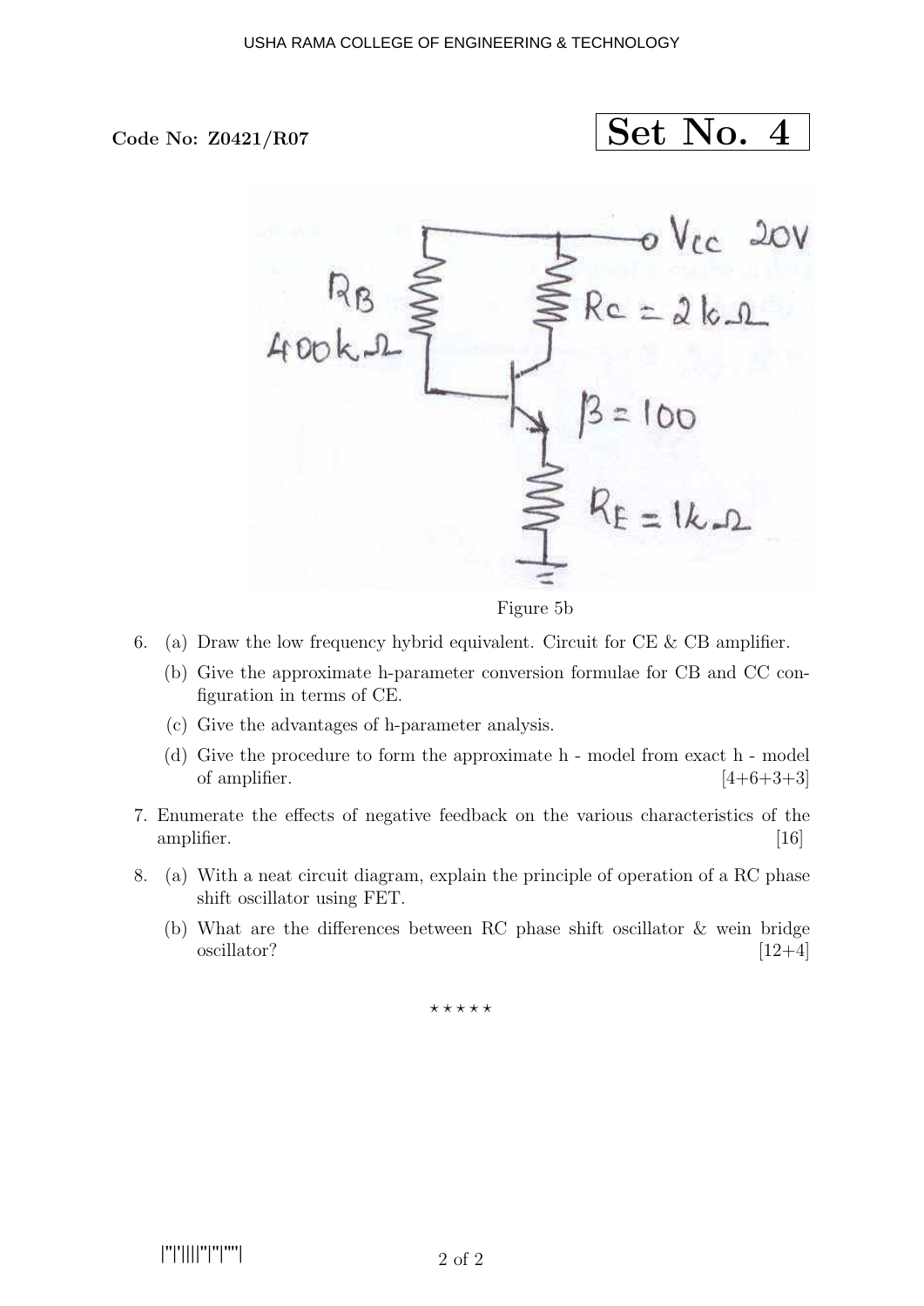**Code No: Z0421/R07**

**Set No. 4**

Figure 5b

6. (a) Draw the low frequency hybrid equivalent. Circuit for CE & CB amplifier.
   (b) Give the approximate h-parameter conversion formulae for CB and CC configuration in terms of CE.
   (c) Give the advantages of h-parameter analysis.
   (d) Give the procedure to form the approximate h - model from exact h - model of amplifier. [4+6+3+3]

7. Enumerate the effects of negative feedback on the various characteristics of the amplifier. [16]

8. (a) With a neat circuit diagram, explain the principle of operation of a RC phase shift oscillator using FET.
   (b) What are the differences between RC phase shift oscillator & wein bridge oscillator? [12+4]

⋆ ⋆ ⋆ ⋆ ⋆